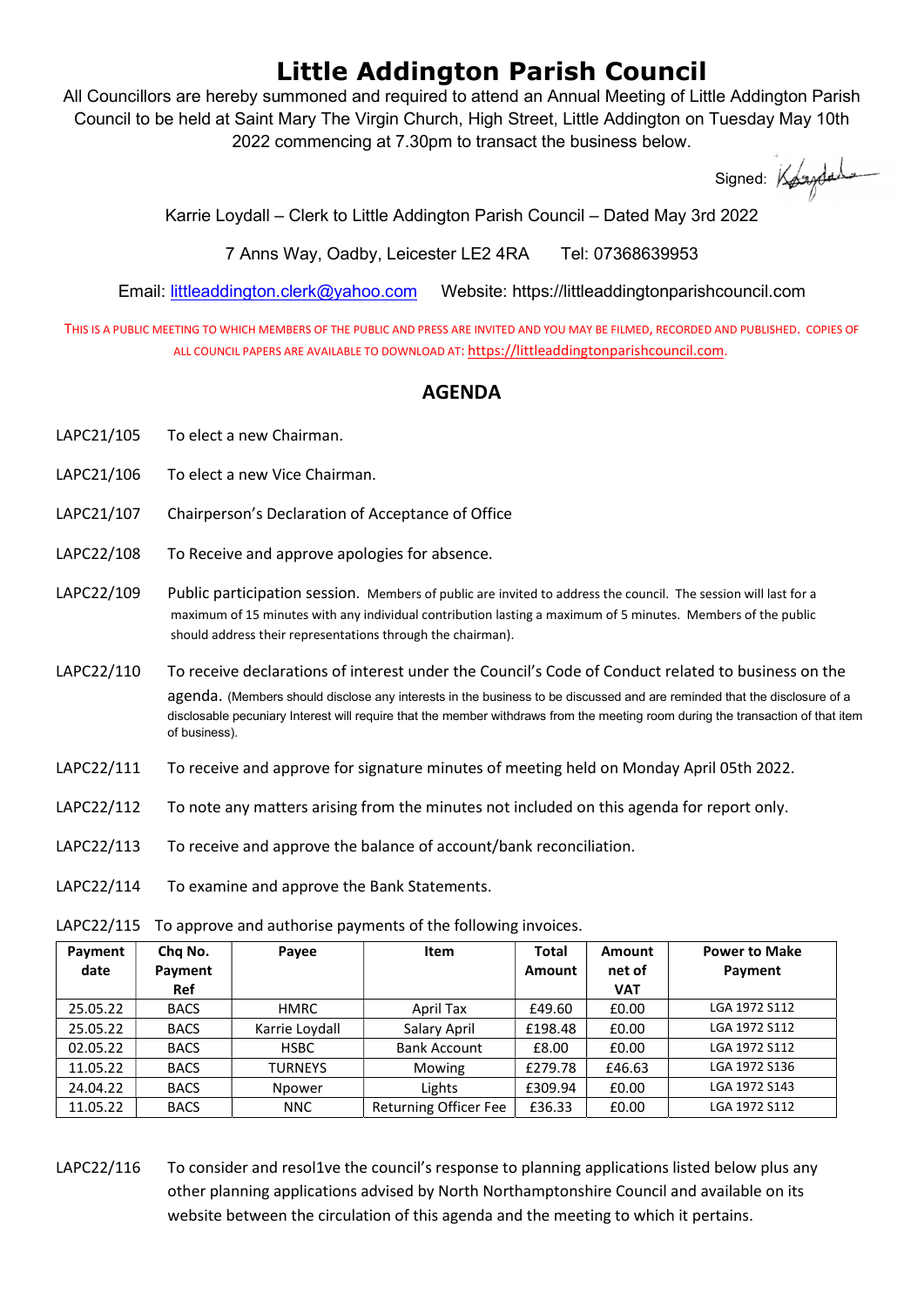# Little Addington Parish Council

All Councillors are hereby summoned and required to attend an Annual Meeting of Little Addington Parish Council to be held at Saint Mary The Virgin Church, High Street, Little Addington on Tuesday May 10th 2022 commencing at 7.30pm to transact the business below.

Signed: Karrie Loydall

Karrie Loydall – Clerk to Little Addington Parish Council – Dated May 3rd 2022

7 Anns Way, Oadby, Leicester LE2 4RA    Tel: 07368639953

Email: littleaddington.clerk@yahoo.com    Website: https://littleaddingtonparishcouncil.com

THIS IS A PUBLIC MEETING TO WHICH MEMBERS OF THE PUBLIC AND PRESS ARE INVITED AND YOU MAY BE FILMED, RECORDED AND PUBLISHED. COPIES OF ALL COUNCIL PAPERS ARE AVAILABLE TO DOWNLOAD AT: https://littleaddingtonparishcouncil.com.

## AGENDA

LAPC21/105 To elect a new Chairman.

LAPC21/106 To elect a new Vice Chairman.

LAPC21/107 Chairperson's Declaration of Acceptance of Office

LAPC22/108 To Receive and approve apologies for absence.

LAPC22/109 Public participation session. Members of public are invited to address the council. The session will last for a maximum of 15 minutes with any individual contribution lasting a maximum of 5 minutes. Members of the public should address their representations through the chairman).

LAPC22/110 To receive declarations of interest under the Council's Code of Conduct related to business on the agenda. (Members should disclose any interests in the business to be discussed and are reminded that the disclosure of a disclosable pecuniary Interest will require that the member withdraws from the meeting room during the transaction of that item of business).

LAPC22/111 To receive and approve for signature minutes of meeting held on Monday April 05th 2022.

LAPC22/112 To note any matters arising from the minutes not included on this agenda for report only.

LAPC22/113 To receive and approve the balance of account/bank reconciliation.

LAPC22/114 To examine and approve the Bank Statements.

LAPC22/115 To approve and authorise payments of the following invoices.

| Payment date | Chq No. Payment Ref | Payee | Item | Total Amount | Amount net of VAT | Power to Make Payment |
|---|---|---|---|---|---|---|
| 25.05.22 | BACS | HMRC | April Tax | £49.60 | £0.00 | LGA 1972 S112 |
| 25.05.22 | BACS | Karrie Loydall | Salary April | £198.48 | £0.00 | LGA 1972 S112 |
| 02.05.22 | BACS | HSBC | Bank Account | £8.00 | £0.00 | LGA 1972 S112 |
| 11.05.22 | BACS | TURNEYS | Mowing | £279.78 | £46.63 | LGA 1972 S136 |
| 24.04.22 | BACS | Npower | Lights | £309.94 | £0.00 | LGA 1972 S143 |
| 11.05.22 | BACS | NNC | Returning Officer Fee | £36.33 | £0.00 | LGA 1972 S112 |

LAPC22/116 To consider and resol1ve the council's response to planning applications listed below plus any other planning applications advised by North Northamptonshire Council and available on its website between the circulation of this agenda and the meeting to which it pertains.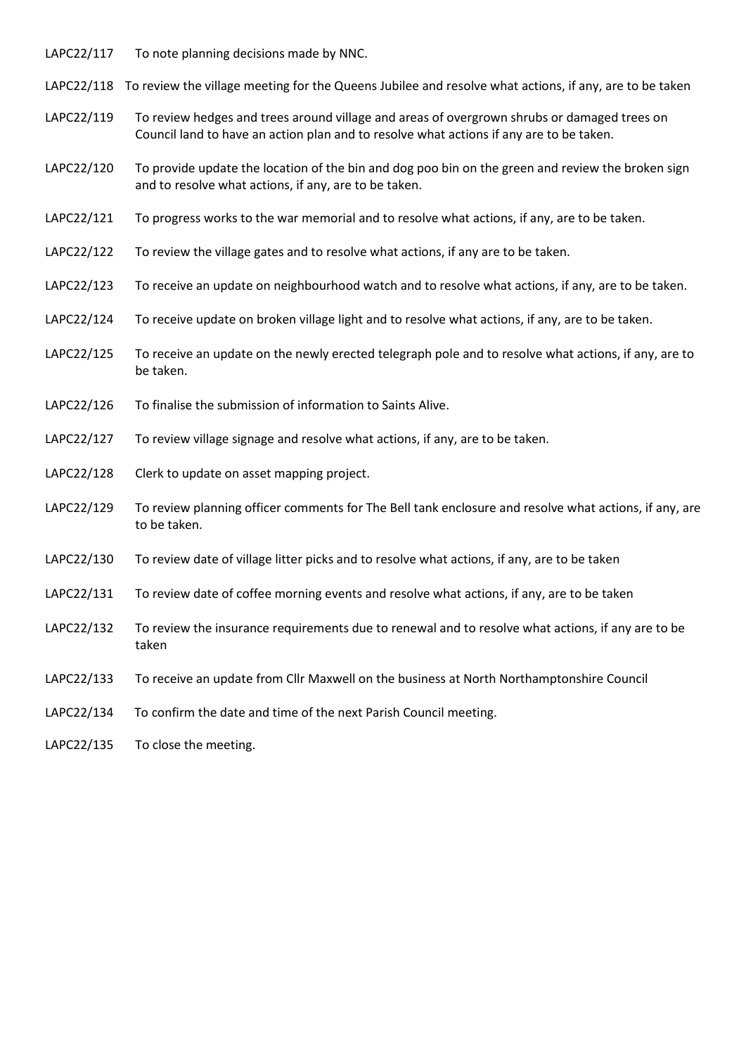LAPC22/117 To note planning decisions made by NNC.

LAPC22/118 To review the village meeting for the Queens Jubilee and resolve what actions, if any, are to be taken

LAPC22/119 To review hedges and trees around village and areas of overgrown shrubs or damaged trees on Council land to have an action plan and to resolve what actions if any are to be taken.

LAPC22/120 To provide update the location of the bin and dog poo bin on the green and review the broken sign and to resolve what actions, if any, are to be taken.

LAPC22/121 To progress works to the war memorial and to resolve what actions, if any, are to be taken.

LAPC22/122 To review the village gates and to resolve what actions, if any are to be taken.

LAPC22/123 To receive an update on neighbourhood watch and to resolve what actions, if any, are to be taken.

LAPC22/124 To receive update on broken village light and to resolve what actions, if any, are to be taken.

LAPC22/125 To receive an update on the newly erected telegraph pole and to resolve what actions, if any, are to be taken.

LAPC22/126 To finalise the submission of information to Saints Alive.

LAPC22/127 To review village signage and resolve what actions, if any, are to be taken.

LAPC22/128 Clerk to update on asset mapping project.

LAPC22/129 To review planning officer comments for The Bell tank enclosure and resolve what actions, if any, are to be taken.

LAPC22/130 To review date of village litter picks and to resolve what actions, if any, are to be taken

LAPC22/131 To review date of coffee morning events and resolve what actions, if any, are to be taken

LAPC22/132 To review the insurance requirements due to renewal and to resolve what actions, if any are to be taken

LAPC22/133 To receive an update from Cllr Maxwell on the business at North Northamptonshire Council

LAPC22/134 To confirm the date and time of the next Parish Council meeting.

LAPC22/135 To close the meeting.